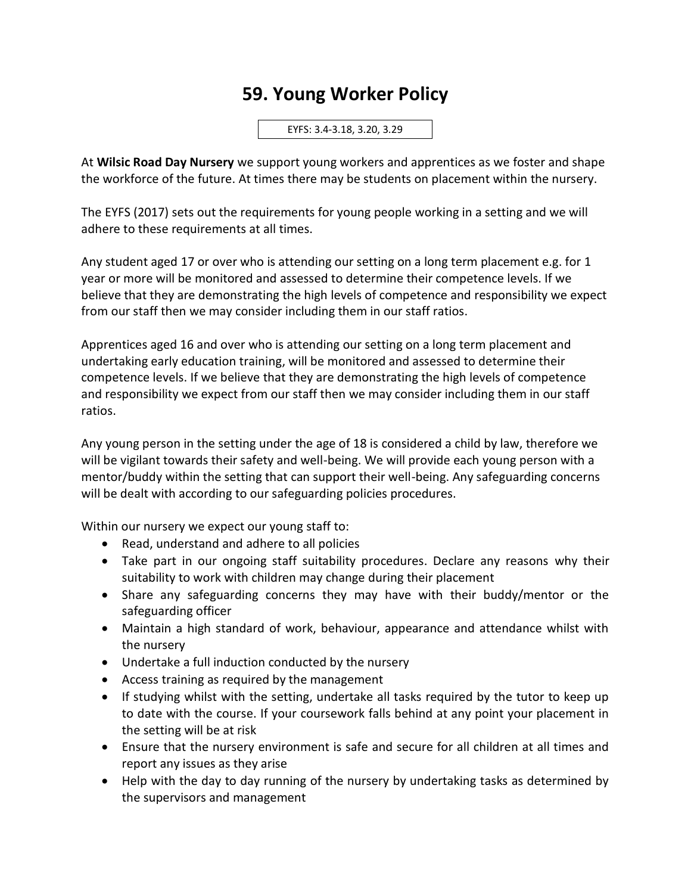# 59. Young Worker Policy

EYFS: 3.4-3.18, 3.20, 3.29

At **Wilsic Road Day Nursery** we support young workers and apprentices as we foster and shape the workforce of the future. At times there may be students on placement within the nursery.

The EYFS (2017) sets out the requirements for young people working in a setting and we will adhere to these requirements at all times.

Any student aged 17 or over who is attending our setting on a long term placement e.g. for 1 year or more will be monitored and assessed to determine their competence levels. If we believe that they are demonstrating the high levels of competence and responsibility we expect from our staff then we may consider including them in our staff ratios.

Apprentices aged 16 and over who is attending our setting on a long term placement and undertaking early education training, will be monitored and assessed to determine their competence levels. If we believe that they are demonstrating the high levels of competence and responsibility we expect from our staff then we may consider including them in our staff ratios.

Any young person in the setting under the age of 18 is considered a child by law, therefore we will be vigilant towards their safety and well-being. We will provide each young person with a mentor/buddy within the setting that can support their well-being. Any safeguarding concerns will be dealt with according to our safeguarding policies procedures.

Within our nursery we expect our young staff to:

- Read, understand and adhere to all policies
- Take part in our ongoing staff suitability procedures. Declare any reasons why their suitability to work with children may change during their placement
- Share any safeguarding concerns they may have with their buddy/mentor or the safeguarding officer
- Maintain a high standard of work, behaviour, appearance and attendance whilst with the nursery
- Undertake a full induction conducted by the nursery
- Access training as required by the management
- If studying whilst with the setting, undertake all tasks required by the tutor to keep up to date with the course. If your coursework falls behind at any point your placement in the setting will be at risk
- Ensure that the nursery environment is safe and secure for all children at all times and report any issues as they arise
- Help with the day to day running of the nursery by undertaking tasks as determined by the supervisors and management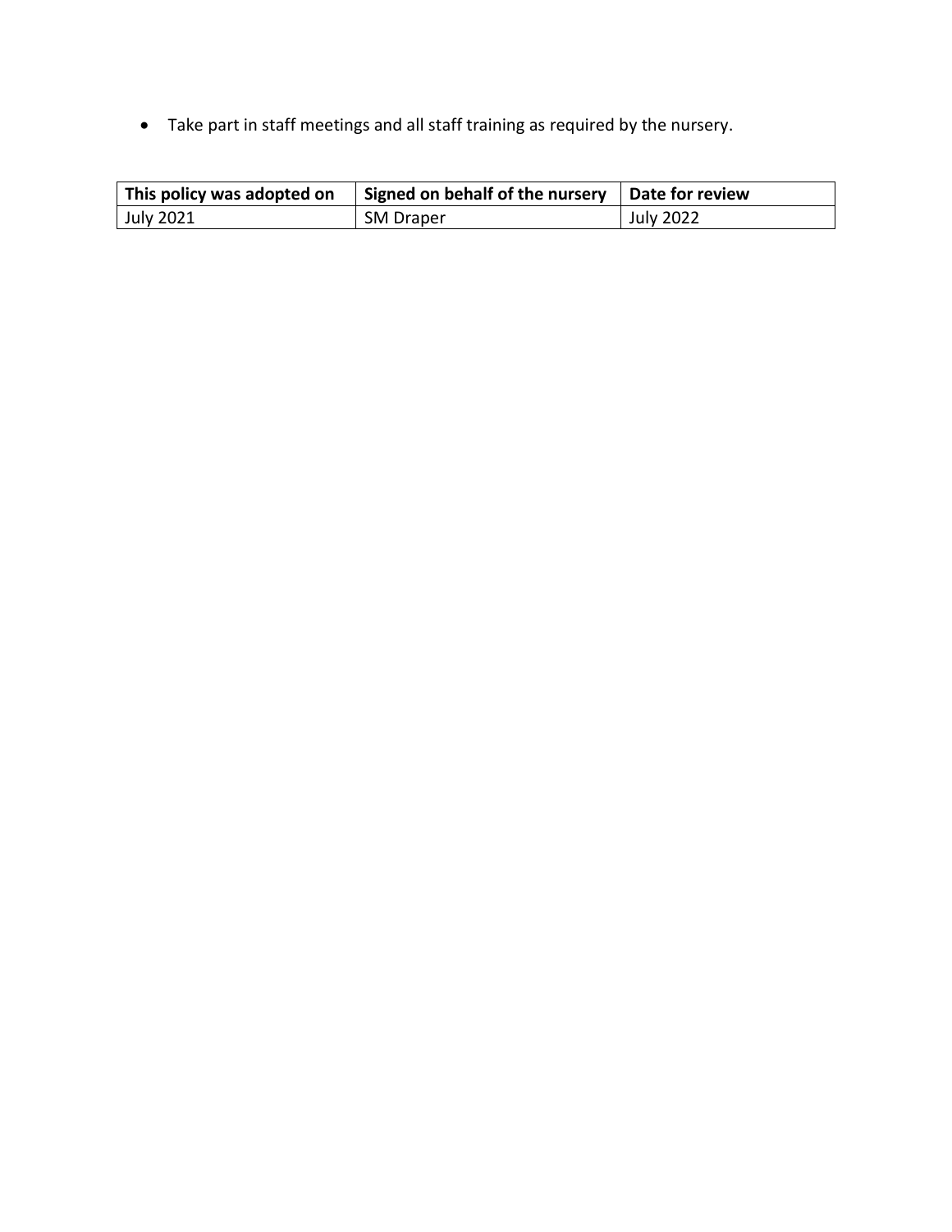- Take part in staff meetings and all staff training as required by the nursery.

| **This policy was adopted on** | **Signed on behalf of the nursery** | **Date for review** |
|---|---|---|
| July 2021 | SM Draper | July 2022 |